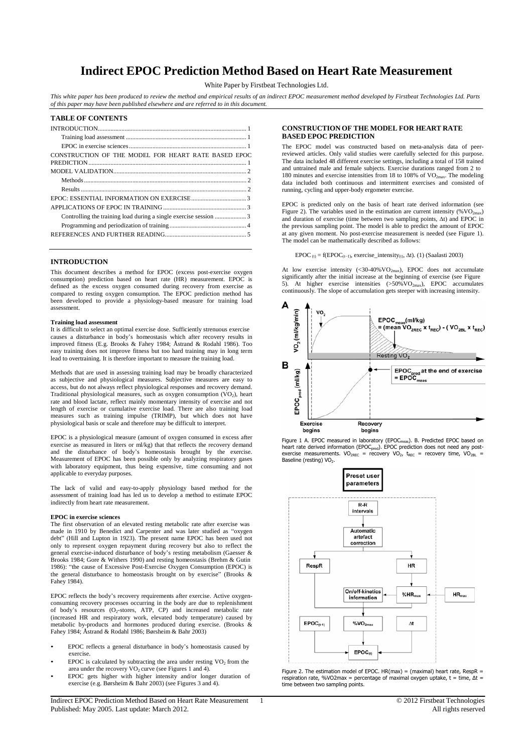# Indirect EPOC Prediction Method Based on Heart Rate Measurement

White Paper by Firstbeat Technologies Ltd.

*This white paper has been produced to review the method and empirical results of an indirect EPOC measurement method developed by Firstbeat Technologies Ltd. Parts of this paper may have been published elsewhere and are referred to in this document.*

**TABLE OF CONTENTS**

- INTRODUCTION .......... 1
  - Training load assessment .......... 1
  - EPOC in exercise sciences .......... 1
- CONSTRUCTION OF THE MODEL FOR HEART RATE BASED EPOC PREDICTION .......... 1
- MODEL VALIDATION .......... 2
  - Methods .......... 2
  - Results .......... 2
- EPOC: ESSENTIAL INFORMATION ON EXERCISE .......... 3
- APPLICATIONS OF EPOC IN TRAINING .......... 3
  - Controlling the training load during a single exercise session .......... 3
  - Programming and periodization of training .......... 4
- REFERENCES AND FURTHER READING .......... 5

## INTRODUCTION

This document describes a method for EPOC (excess post-exercise oxygen consumption) prediction based on heart rate (HR) measurement. EPOC is defined as the excess oxygen consumed during recovery from exercise as compared to resting oxygen consumption. The EPOC prediction method has been developed to provide a physiology-based measure for training load assessment.

### Training load assessment

It is difficult to select an optimal exercise dose. Sufficiently strenuous exercise causes a disturbance in body's homeostasis which after recovery results in improved fitness (E.g. Brooks & Fahey 1984; Åstrand & Rodahl 1986). Too easy training does not improve fitness but too hard training may in long term lead to overtraining. It is therefore important to measure the training load.

Methods that are used in assessing training load may be broadly characterized as subjective and physiological measures. Subjective measures are easy to access, but do not always reflect physiological responses and recovery demand. Traditional physiological measures, such as oxygen consumption ($VO_2$), heart rate and blood lactate, reflect mainly momentary intensity of exercise and not length of exercise or cumulative exercise load. There are also training load measures such as training impulse (TRIMP), but which does not have physiological basis or scale and therefore may be difficult to interpret.

EPOC is a physiological measure (amount of oxygen consumed in excess after exercise as measured in liters or ml/kg) that that reflects the recovery demand and the disturbance of body's homeostasis brought by the exercise. Measurement of EPOC has been possible only by analyzing respiratory gases with laboratory equipment, thus being expensive, time consuming and not applicable to everyday purposes.

The lack of valid and easy-to-apply physiology based method for the assessment of training load has led us to develop a method to estimate EPOC indirectly from heart rate measurement.

### EPOC in exercise sciences

The first observation of an elevated resting metabolic rate after exercise was made in 1910 by Benedict and Carpenter and was later studied as "oxygen debt" (Hill and Lupton in 1923). The present name EPOC has been used not only to represent oxygen repayment during recovery but also to reflect the general exercise-induced disturbance of body's resting metabolism (Gaesser & Brooks 1984; Gore & Withers 1990) and resting homeostasis (Brehm & Gutin 1986): "the cause of Excessive Post-Exercise Oxygen Consumption (EPOC) is the general disturbance to homeostasis brought on by exercise" (Brooks & Fahey 1984).

EPOC reflects the body's recovery requirements after exercise. Active oxygen-consuming recovery processes occurring in the body are due to replenishment of body's resources ($O_2$-stores, ATP, CP) and increased metabolic rate (increased HR and respiratory work, elevated body temperature) caused by metabolic by-products and hormones produced during exercise. (Brooks & Fahey 1984; Åstrand & Rodahl 1986; Børsheim & Bahr 2003)

- EPOC reflects a general disturbance in body's homeostasis caused by exercise.
- EPOC is calculated by subtracting the area under resting $VO_2$ from the area under the recovery $VO_2$ curve (see Figures 1 and 4).
- EPOC gets higher with higher intensity and/or longer duration of exercise (e.g. Børsheim & Bahr 2003) (see Figures 3 and 4).

## CONSTRUCTION OF THE MODEL FOR HEART RATE BASED EPOC PREDICTION

The EPOC model was constructed based on meta-analysis data of peer-reviewed articles. Only valid studies were carefully selected for this purpose. The data included 48 different exercise settings, including a total of 158 trained and untrained male and female subjects. Exercise durations ranged from 2 to 180 minutes and exercise intensities from 18 to 108% of $VO_{2max}$. The modeling data included both continuous and intermittent exercises and consisted of running, cycling and upper-body ergometer exercise.

EPOC is predicted only on the basis of heart rate derived information (see Figure 2). The variables used in the estimation are current intensity ($\%VO_{2max}$) and duration of exercise (time between two sampling points, $\Delta t$) and EPOC in the previous sampling point. The model is able to predict the amount of EPOC at any given moment. No post-exercise measurement is needed (see Figure 1). The model can be mathematically described as follows:

$$EPOC_{(t)} = f(EPOC_{(t-1)}, exercise\_intensity_{(t)}, \Delta t). \text{ (1) (Saalasti 2003)}$$

At low exercise intensity (<30-40%$VO_{2max}$), EPOC does not accumulate significantly after the initial increase at the beginning of exercise (see Figure 5). At higher exercise intensities (>50%$VO_{2max}$), EPOC accumulates continuously. The slope of accumulation gets steeper with increasing intensity.

Figure 1 A. EPOC measured in laboratory ($EPOC_{meas}$). B. Predicted EPOC based on heart rate derived information ($EPOC_{pred}$). EPOC prediction does not need any post-exercise measurements. $VO_{2REC}$ = recovery $VO_2$, $t_{REC}$ = recovery time, $VO_{2BL}$ = Baseline (resting) $VO_2$.

Figure 2. The estimation model of EPOC. HR(max) = (maximal) heart rate, RespR = respiration rate, %VO2max = percentage of maximal oxygen uptake, t = time, Δt = time between two sampling points.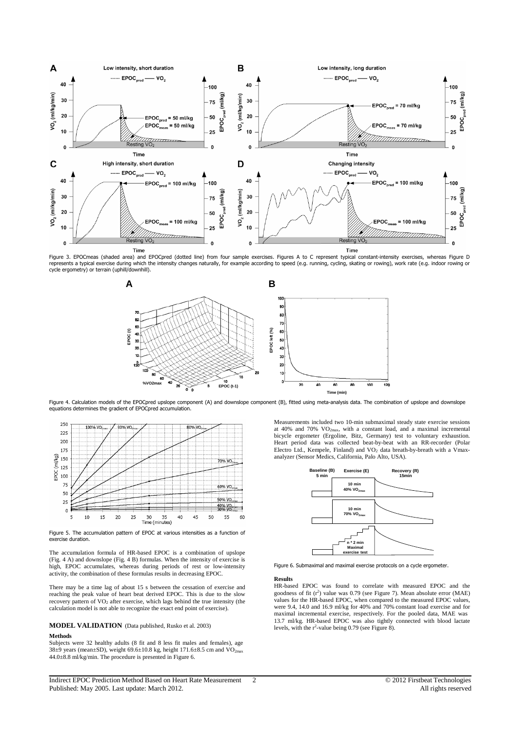Figure 3. EPOCmeas (shaded area) and EPOCpred (dotted line) from four sample exercises. Figures A to C represent typical constant-intensity exercises, whereas Figure D represents a typical exercise during which the intensity changes naturally, for example according to speed (e.g. running, cycling, skating or rowing), work rate (e.g. indoor rowing or cycle ergometry) or terrain (uphill/downhill).

Figure 4. Calculation models of the EPOCpred upslope component (A) and downslope component (B), fitted using meta-analysis data. The combination of upslope and downslope equations determines the gradient of EPOCpred accumulation.

Figure 5. The accumulation pattern of EPOC at various intensities as a function of exercise duration.

The accumulation formula of HR-based EPOC is a combination of upslope (Fig. 4 A) and downslope (Fig. 4 B) formulas. When the intensity of exercise is high, EPOC accumulates, whereas during periods of rest or low-intensity activity, the combination of these formulas results in decreasing EPOC.

There may be a time lag of about 15 s between the cessation of exercise and reaching the peak value of heart beat derived EPOC. This is due to the slow recovery pattern of $VO_2$ after exercise, which lags behind the true intensity (the calculation model is not able to recognize the exact end point of exercise).

## MODEL VALIDATION (Data published, Rusko et al. 2003)

### Methods

Subjects were 32 healthy adults (8 fit and 8 less fit males and females), age 38±9 years (mean±SD), weight 69.6±10.8 kg, height 171.6±8.5 cm and $VO_{2max}$ 44.0±8.8 ml/kg/min. The procedure is presented in Figure 6.

Measurements included two 10-min submaximal steady state exercise sessions at 40% and 70% $VO_{2max}$, with a constant load, and a maximal incremental bicycle ergometer (Ergoline, Bitz, Germany) test to voluntary exhaustion. Heart period data was collected beat-by-beat with an RR-recorder (Polar Electro Ltd., Kempele, Finland) and $VO_2$ data breath-by-breath with a Vmax-analyzer (Sensor Medics, California, Palo Alto, USA).

Figure 6. Submaximal and maximal exercise protocols on a cycle ergometer.

### Results

HR-based EPOC was found to correlate with measured EPOC and the goodness of fit ($r^2$) value was 0.79 (see Figure 7). Mean absolute error (MAE) values for the HR-based EPOC, when compared to the measured EPOC values, were 9.4, 14.0 and 16.9 ml/kg for 40% and 70% constant load exercise and for maximal incremental exercise, respectively. For the pooled data, MAE was 13.7 ml/kg. HR-based EPOC was also tightly connected with blood lactate levels, with the $r^2$-value being 0.79 (see Figure 8).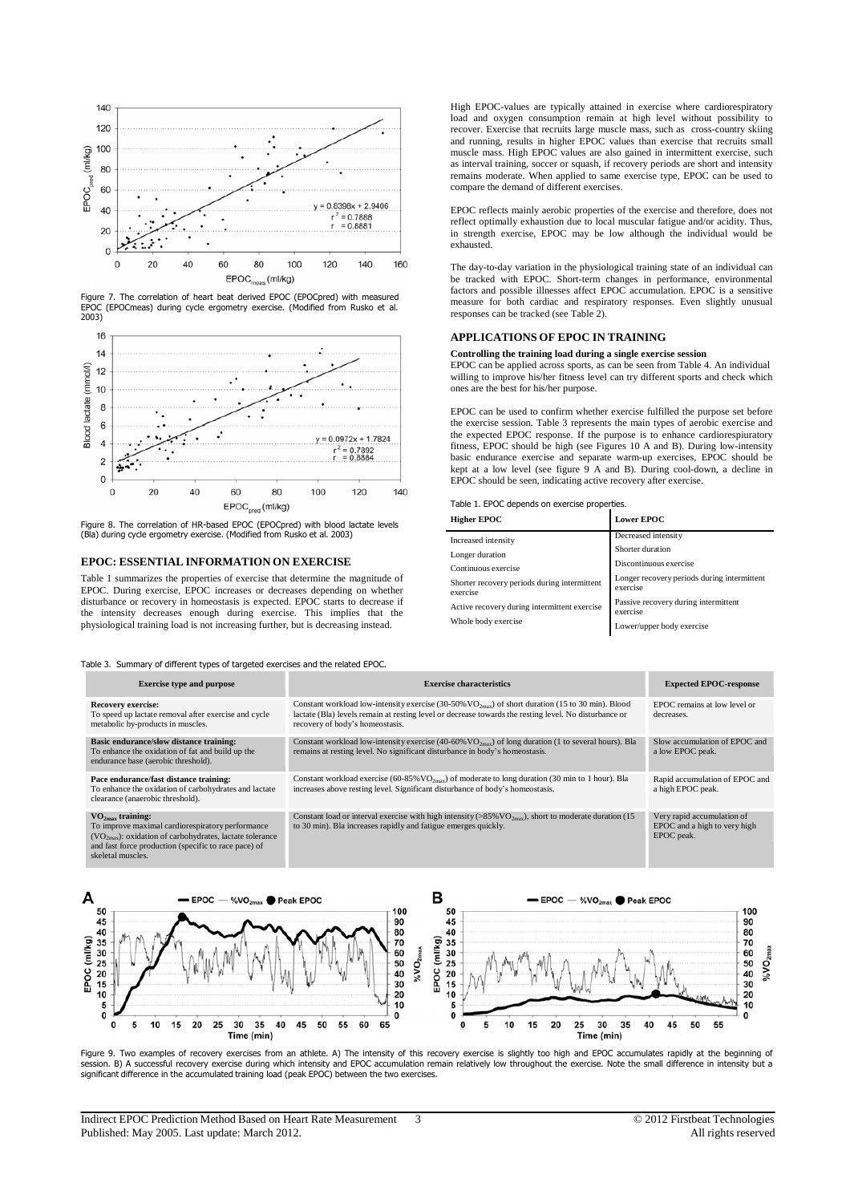Figure 7. The correlation of heart beat derived EPOC (EPOCpred) with measured EPOC (EPOCmeas) during cycle ergometry exercise. (Modified from Rusko et al. 2003)

Figure 8. The correlation of HR-based EPOC (EPOCpred) with blood lactate levels (Bla) during cycle ergometry exercise. (Modified from Rusko et al. 2003)

## EPOC: ESSENTIAL INFORMATION ON EXERCISE

Table 1 summarizes the properties of exercise that determine the magnitude of EPOC. During exercise, EPOC increases or decreases depending on whether disturbance or recovery in homeostasis is expected. EPOC starts to decrease if the intensity decreases enough during exercise. This implies that the physiological training load is not increasing further, but is decreasing instead.

High EPOC-values are typically attained in exercise where cardiorespiratory load and oxygen consumption remain at high level without possibility to recover. Exercise that recruits large muscle mass, such as cross-country skiing and running, results in higher EPOC values than exercise that recruits small muscle mass. High EPOC values are also gained in intermittent exercise, such as interval training, soccer or squash, if recovery periods are short and intensity remains moderate. When applied to same exercise type, EPOC can be used to compare the demand of different exercises.

EPOC reflects mainly aerobic properties of the exercise and therefore, does not reflect optimally exhaustion due to local muscular fatigue and/or acidity. Thus, in strength exercise, EPOC may be low although the individual would be exhausted.

The day-to-day variation in the physiological training state of an individual can be tracked with EPOC. Short-term changes in performance, environmental factors and possible illnesses affect EPOC accumulation. EPOC is a sensitive measure for both cardiac and respiratory responses. Even slightly unusual responses can be tracked (see Table 2).

## APPLICATIONS OF EPOC IN TRAINING

### Controlling the training load during a single exercise session

EPOC can be applied across sports, as can be seen from Table 4. An individual willing to improve his/her fitness level can try different sports and check which ones are the best for his/her purpose.

EPOC can be used to confirm whether exercise fulfilled the purpose set before the exercise session. Table 3 represents the main types of aerobic exercise and the expected EPOC response. If the purpose is to enhance cardiorespiratory fitness, EPOC should be high (see Figures 10 A and B). During low-intensity basic endurance exercise and separate warm-up exercises, EPOC should be kept at a low level (see figure 9 A and B). During cool-down, a decline in EPOC should be seen, indicating active recovery after exercise.

Table 1. EPOC depends on exercise properties.

| Higher EPOC | Lower EPOC |
|---|---|
| Increased intensity | Decreased intensity |
| Longer duration | Shorter duration |
| Continuous exercise | Discontinuous exercise |
| Shorter recovery periods during intermittent exercise | Longer recovery periods during intermittent exercise |
| Active recovery during intermittent exercise | Passive recovery during intermittent exercise |
| Whole body exercise | Lower/upper body exercise |

Table 3. Summary of different types of targeted exercises and the related EPOC.

| Exercise type and purpose | Exercise characteristics | Expected EPOC-response |
|---|---|---|
| **Recovery exercise:** To speed up lactate removal after exercise and cycle metabolic by-products in muscles. | Constant workload low-intensity exercise (30-50% $VO_{2max}$) of short duration (15 to 30 min). Blood lactate (Bla) levels remain at resting level or decrease towards the resting level. No disturbance or recovery of body's homeostasis. | EPOC remains at low level or decreases. |
| **Basic endurance/slow distance training:** To enhance the oxidation of fat and build up the endurance base (aerobic threshold). | Constant workload low-intensity exercise (40-60% $VO_{2max}$) of long duration (1 to several hours). Bla remains at resting level. No significant disturbance in body's homeostasis. | Slow accumulation of EPOC and a low EPOC peak. |
| **Pace endurance/fast distance training:** To enhance the oxidation of carbohydrates and lactate clearance (anaerobic threshold). | Constant workload exercise (60-85% $VO_{2max}$) of moderate to long duration (30 min to 1 hour). Bla increases above resting level. Significant disturbance of body's homeostasis. | Rapid accumulation of EPOC and a high EPOC peak. |
| **$VO_{2max}$ training:** To improve maximal cardiorespiratory performance ($VO_{2max}$): oxidation of carbohydrates, lactate tolerance and fast force production (specific to race pace) of skeletal muscles. | Constant load or interval exercise with high intensity (>85% $VO_{2max}$), short to moderate duration (15 to 30 min). Bla increases rapidly and fatigue emerges quickly. | Very rapid accumulation of EPOC and a high to very high EPOC peak. |

Figure 9. Two examples of recovery exercises from an athlete. A) The intensity of this recovery exercise is slightly too high and EPOC accumulates rapidly at the beginning of session. B) A successful recovery exercise during which intensity and EPOC accumulation remain relatively low throughout the exercise. Note the small difference in intensity but a significant difference in the accumulated training load (peak EPOC) between the two exercises.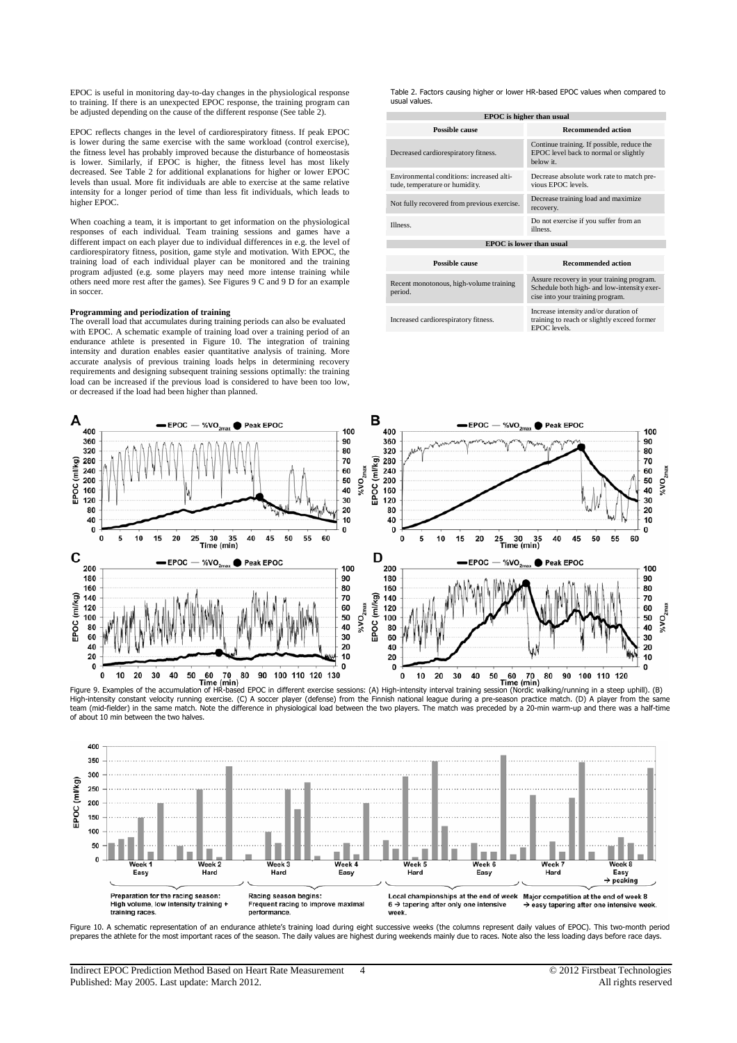EPOC is useful in monitoring day-to-day changes in the physiological response to training. If there is an unexpected EPOC response, the training program can be adjusted depending on the cause of the different response (See table 2).

EPOC reflects changes in the level of cardiorespiratory fitness. If peak EPOC is lower during the same exercise with the same workload (control exercise), the fitness level has probably improved because the disturbance of homeostasis is lower. Similarly, if EPOC is higher, the fitness level has most likely decreased. See Table 2 for additional explanations for higher or lower EPOC levels than usual. More fit individuals are able to exercise at the same relative intensity for a longer period of time than less fit individuals, which leads to higher EPOC.

When coaching a team, it is important to get information on the physiological responses of each individual. Team training sessions and games have a different impact on each player due to individual differences in e.g. the level of cardiorespiratory fitness, position, game style and motivation. With EPOC, the training load of each individual player can be monitored and the training program adjusted (e.g. some players may need more intense training while others need more rest after the games). See Figures 9 C and 9 D for an example in soccer.

**Programming and periodization of training**

The overall load that accumulates during training periods can also be evaluated with EPOC. A schematic example of training load over a training period of an endurance athlete is presented in Figure 10. The integration of training intensity and duration enables easier quantitative analysis of training. More accurate analysis of previous training loads helps in determining recovery requirements and designing subsequent training sessions optimally: the training load can be increased if the previous load is considered to have been too low, or decreased if the load had been higher than planned.

Table 2. Factors causing higher or lower HR-based EPOC values when compared to usual values.

| Possible cause | Recommended action |
|---|---|
| **EPOC is higher than usual** | |
| Decreased cardiorespiratory fitness. | Continue training. If possible, reduce the EPOC level back to normal or slightly below it. |
| Environmental conditions: increased altitude, temperature or humidity. | Decrease absolute work rate to match previous EPOC levels. |
| Not fully recovered from previous exercise. | Decrease training load and maximize recovery. |
| Illness. | Do not exercise if you suffer from an illness. |
| **EPOC is lower than usual** | |
| Recent monotonous, high-volume training period. | Assure recovery in your training program. Schedule both high- and low-intensity exercise into your training program. |
| Increased cardiorespiratory fitness. | Increase intensity and/or duration of training to reach or slightly exceed former EPOC levels. |

Figure 9. Examples of the accumulation of HR-based EPOC in different exercise sessions: (A) High-intensity interval training session (Nordic walking/running in a steep uphill). (B) High-intensity constant velocity running exercise. (C) A soccer player (defense) from the Finnish national league during a pre-season practice match. (D) A player from the same team (mid-fielder) in the same match. Note the difference in physiological load between the two players. The match was preceded by a 20-min warm-up and there was a half-time of about 10 min between the two halves.

Figure 10. A schematic representation of an endurance athlete's training load during eight successive weeks (the columns represent daily values of EPOC). This two-month period prepares the athlete for the most important races of the season. The daily values are highest during weekends mainly due to races. Note also the less loading days before race days.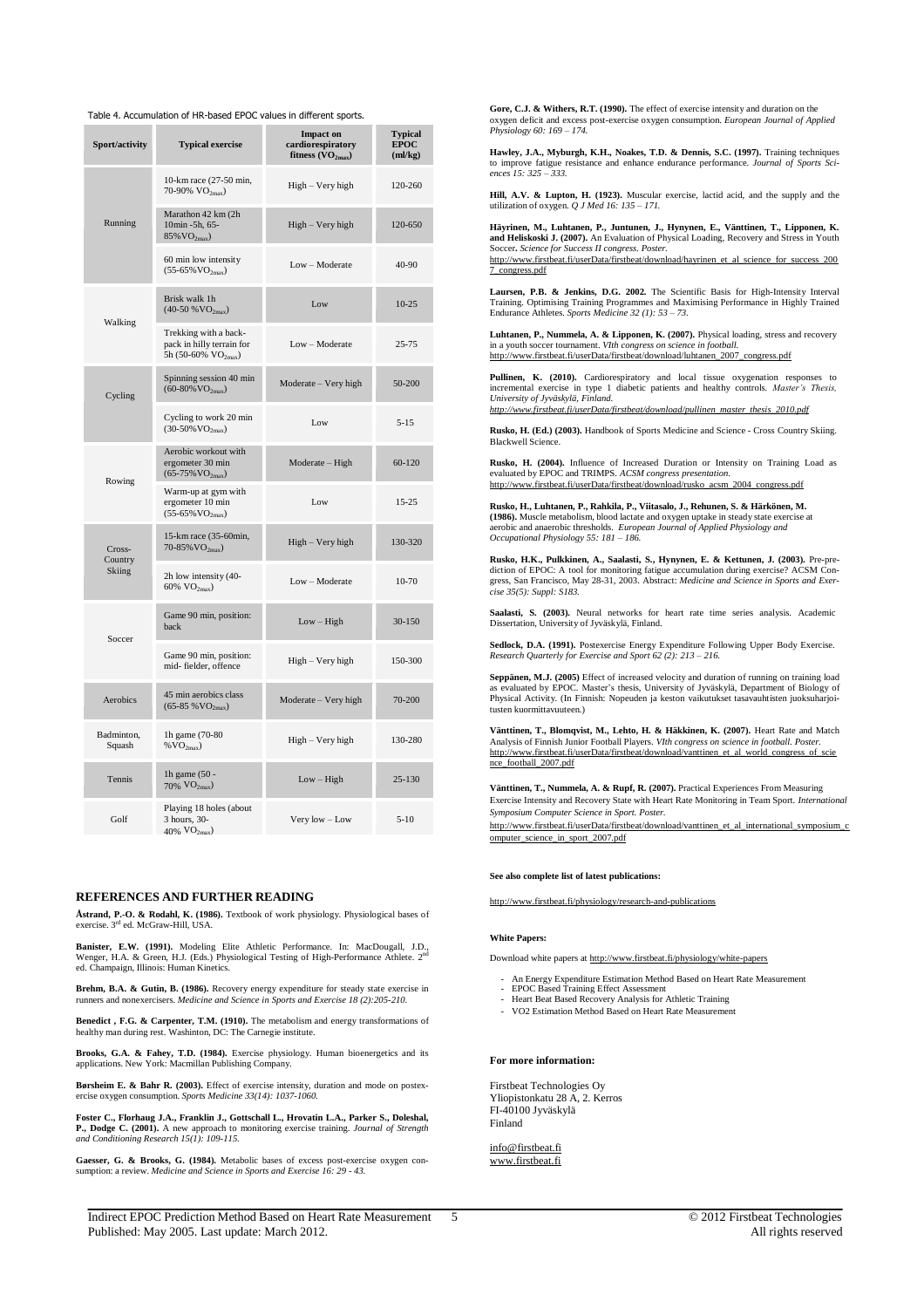Table 4. Accumulation of HR-based EPOC values in different sports.

| Sport/activity | Typical exercise | Impact on cardiorespiratory fitness ($VO_{2max}$) | Typical EPOC (ml/kg) |
|---|---|---|---|
| Running | 10-km race (27-50 min, 70-90% $VO_{2max}$) | High – Very high | 120-260 |
| | Marathon 42 km (2h 10min -5h, 65-85%$VO_{2max}$) | High – Very high | 120-650 |
| | 60 min low intensity (55-65%$VO_{2max}$) | Low – Moderate | 40-90 |
| Walking | Brisk walk 1h (40-50 %$VO_{2max}$) | Low | 10-25 |
| | Trekking with a back-pack in hilly terrain for 5h (50-60% $VO_{2max}$) | Low – Moderate | 25-75 |
| Cycling | Spinning session 40 min (60-80%$VO_{2max}$) | Moderate – Very high | 50-200 |
| | Cycling to work 20 min (30-50%$VO_{2max}$) | Low | 5-15 |
| Rowing | Aerobic workout with ergometer 30 min (65-75%$VO_{2max}$) | Moderate – High | 60-120 |
| | Warm-up at gym with ergometer 10 min (55-65%$VO_{2max}$) | Low | 15-25 |
| Cross-Country Skiing | 15-km race (35-60min, 70-85%$VO_{2max}$) | High – Very high | 130-320 |
| | 2h low intensity (40-60% $VO_{2max}$) | Low – Moderate | 10-70 |
| Soccer | Game 90 min, position: back | Low – High | 30-150 |
| | Game 90 min, position: mid- fielder, offence | High – Very high | 150-300 |
| Aerobics | 45 min aerobics class (65-85 %$VO_{2max}$) | Moderate – Very high | 70-200 |
| Badminton, Squash | 1h game (70-80 %$VO_{2max}$) | High – Very high | 130-280 |
| Tennis | 1h game (50 - 70% $VO_{2max}$) | Low – High | 25-130 |
| Golf | Playing 18 holes (about 3 hours, 30-40% $VO_{2max}$) | Very low – Low | 5-10 |

## REFERENCES AND FURTHER READING

**Åstrand, P.-O. & Rodahl, K. (1986).** Textbook of work physiology. Physiological bases of exercise. 3rd ed. McGraw-Hill, USA.

**Banister, E.W. (1991).** Modeling Elite Athletic Performance. In: MacDougall, J.D., Wenger, H.A. & Green, H.J. (Eds.) Physiological Testing of High-Performance Athlete. 2nd ed. Champaign, Illinois: Human Kinetics.

**Brehm, B.A. & Gutin, B. (1986).** Recovery energy expenditure for steady state exercise in runners and nonexercisers. *Medicine and Science in Sports and Exercise 18 (2):205-210.*

**Benedict , F.G. & Carpenter, T.M. (1910).** The metabolism and energy transformations of healthy man during rest. Washinton, DC: The Carnegie institute.

**Brooks, G.A. & Fahey, T.D. (1984).** Exercise physiology. Human bioenergetics and its applications. New York: Macmillan Publishing Company.

**Børsheim E. & Bahr R. (2003).** Effect of exercise intensity, duration and mode on postexercise oxygen consumption. *Sports Medicine 33(14): 1037-1060.*

**Foster C., Florhaug J.A., Franklin J., Gottschall L., Hrovatin L.A., Parker S., Doleshal, P., Dodge C. (2001).** A new approach to monitoring exercise training. *Journal of Strength and Conditioning Research 15(1): 109-115.*

**Gaesser, G. & Brooks, G. (1984).** Metabolic bases of excess post-exercise oxygen consumption: a review. *Medicine and Science in Sports and Exercise 16: 29 - 43.*

**Gore, C.J. & Withers, R.T. (1990).** The effect of exercise intensity and duration on the oxygen deficit and excess post-exercise oxygen consumption. *European Journal of Applied Physiology 60: 169 – 174.*

**Hawley, J.A., Myburgh, K.H., Noakes, T.D. & Dennis, S.C. (1997).** Training techniques to improve fatigue resistance and enhance endurance performance. *Journal of Sports Sciences 15: 325 – 333.*

**Hill, A.V. & Lupton, H. (1923).** Muscular exercise, lactid acid, and the supply and the utilization of oxygen. *Q J Med 16: 135 – 171.*

**Häyrinen, M., Luhtanen, P., Juntunen, J., Hynynen, E., Vänttinen, T., Lipponen, K. and Heliskoski J. (2007).** An Evaluation of Physical Loading, Recovery and Stress in Youth Soccer**.** *Science for Success II congress. Poster.* http://www.firstbeat.fi/userData/firstbeat/download/hayrinen_et_al_science_for_success_2007_congress.pdf

**Laursen, P.B. & Jenkins, D.G. 2002.** The Scientific Basis for High-Intensity Interval Training. Optimising Training Programmes and Maximising Performance in Highly Trained Endurance Athletes. *Sports Medicine 32 (1): 53 – 73.*

**Luhtanen, P., Nummela, A. & Lipponen, K. (2007).** Physical loading, stress and recovery in a youth soccer tournament. *VIth congress on science in football.* http://www.firstbeat.fi/userData/firstbeat/download/luhtanen_2007_congress.pdf

**Pullinen, K. (2010).** Cardiorespiratory and local tissue oxygenation responses to incremental exercise in type 1 diabetic patients and healthy controls. *Master's Thesis, University of Jyväskylä, Finland.* *http://www.firstbeat.fi/userData/firstbeat/download/pullinen_master_thesis_2010.pdf*

**Rusko, H. (Ed.) (2003).** Handbook of Sports Medicine and Science - Cross Country Skiing. Blackwell Science.

**Rusko, H. (2004).** Influence of Increased Duration or Intensity on Training Load as evaluated by EPOC and TRIMPS. *ACSM congress presentation.* http://www.firstbeat.fi/userData/firstbeat/download/rusko_acsm_2004_congress.pdf

**Rusko, H., Luhtanen, P., Rahkila, P., Viitasalo, J., Rehunen, S. & Härkönen, M. (1986).** Muscle metabolism, blood lactate and oxygen uptake in steady state exercise at aerobic and anaerobic thresholds. *European Journal of Applied Physiology and Occupational Physiology 55: 181 – 186.*

**Rusko, H.K., Pulkkinen, A., Saalasti, S., Hynynen, E. & Kettunen, J. (2003).** Pre-prediction of EPOC: A tool for monitoring fatigue accumulation during exercise? ACSM Congress, San Francisco, May 28-31, 2003. Abstract: *Medicine and Science in Sports and Exercise 35(5): Suppl: S183.*

**Saalasti, S. (2003).** Neural networks for heart rate time series analysis. Academic Dissertation, University of Jyväskylä, Finland.

**Sedlock, D.A. (1991).** Postexercise Energy Expenditure Following Upper Body Exercise. *Research Quarterly for Exercise and Sport 62 (2): 213 – 216.*

**Seppänen, M.J. (2005)** Effect of increased velocity and duration of running on training load as evaluated by EPOC. Master's thesis, University of Jyväskylä, Department of Biology of Physical Activity. (In Finnish: Nopeuden ja keston vaikutukset tasavauhtisten juoksuharjoitusten kuormittavuuteen.)

**Vänttinen, T., Blomqvist, M., Lehto, H. & Häkkinen, K. (2007).** Heart Rate and Match Analysis of Finnish Junior Football Players. *VIth congress on science in football. Poster.* http://www.firstbeat.fi/userData/firstbeat/download/vanttinen_et_al_world_congress_of_science_football_2007.pdf

**Vänttinen, T., Nummela, A. & Rupf, R. (2007).** Practical Experiences From Measuring Exercise Intensity and Recovery State with Heart Rate Monitoring in Team Sport. *International Symposium Computer Science in Sport. Poster.* http://www.firstbeat.fi/userData/firstbeat/download/vanttinen_et_al_international_symposium_computer_science_in_sport_2007.pdf

**See also complete list of latest publications:**

http://www.firstbeat.fi/physiology/research-and-publications

**White Papers:**

Download white papers at http://www.firstbeat.fi/physiology/white-papers

- An Energy Expenditure Estimation Method Based on Heart Rate Measurement
- EPOC Based Training Effect Assessment
- Heart Beat Based Recovery Analysis for Athletic Training
- VO2 Estimation Method Based on Heart Rate Measurement

**For more information:**

Firstbeat Technologies Oy
Yliopistonkatu 28 A, 2. Kerros
FI-40100 Jyväskylä
Finland

info@firstbeat.fi
www.firstbeat.fi